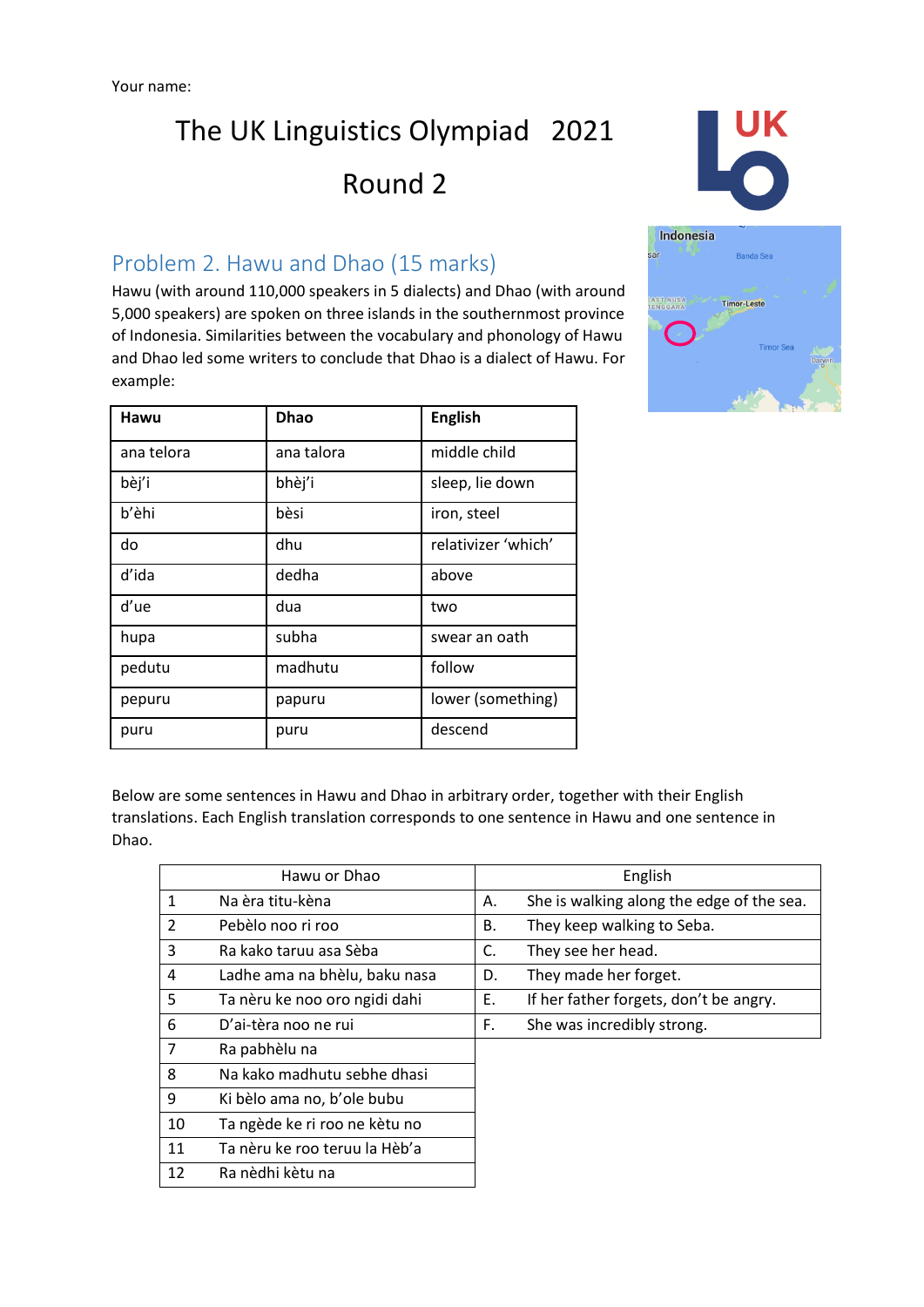Your name:

# The UK Linguistics Olympiad 2021

# Round 2

## Problem 2. Hawu and Dhao (15 marks)

Hawu (with around 110,000 speakers in 5 dialects) and Dhao (with around 5,000 speakers) are spoken on three islands in the southernmost province of Indonesia. Similarities between the vocabulary and phonology of Hawu and Dhao led some writers to conclude that Dhao is a dialect of Hawu. For example:

| Hawu | Dhao | English |
|---|---|---|
| ana telora | ana talora | middle child |
| bèj'i | bhèj'i | sleep, lie down |
| b'èhi | bèsi | iron, steel |
| do | dhu | relativizer 'which' |
| d'ida | dedha | above |
| d'ue | dua | two |
| hupa | subha | swear an oath |
| pedutu | madhutu | follow |
| pepuru | papuru | lower (something) |
| puru | puru | descend |

Below are some sentences in Hawu and Dhao in arbitrary order, together with their English translations. Each English translation corresponds to one sentence in Hawu and one sentence in Dhao.

| | Hawu or Dhao | | English |
|---|---|---|---|
| 1 | Na èra titu-kèna | A. | She is walking along the edge of the sea. |
| 2 | Pebèlo noo ri roo | B. | They keep walking to Seba. |
| 3 | Ra kako taruu asa Sèba | C. | They see her head. |
| 4 | Ladhe ama na bhèlu, baku nasa | D. | They made her forget. |
| 5 | Ta nèru ke noo oro ngidi dahi | E. | If her father forgets, don't be angry. |
| 6 | D'ai-tèra noo ne rui | F. | She was incredibly strong. |
| 7 | Ra pabhèlu na | | |
| 8 | Na kako madhutu sebhe dhasi | | |
| 9 | Ki bèlo ama no, b'ole bubu | | |
| 10 | Ta ngède ke ri roo ne kètu no | | |
| 11 | Ta nèru ke roo teruu la Hèb'a | | |
| 12 | Ra nèdhi kètu na | | |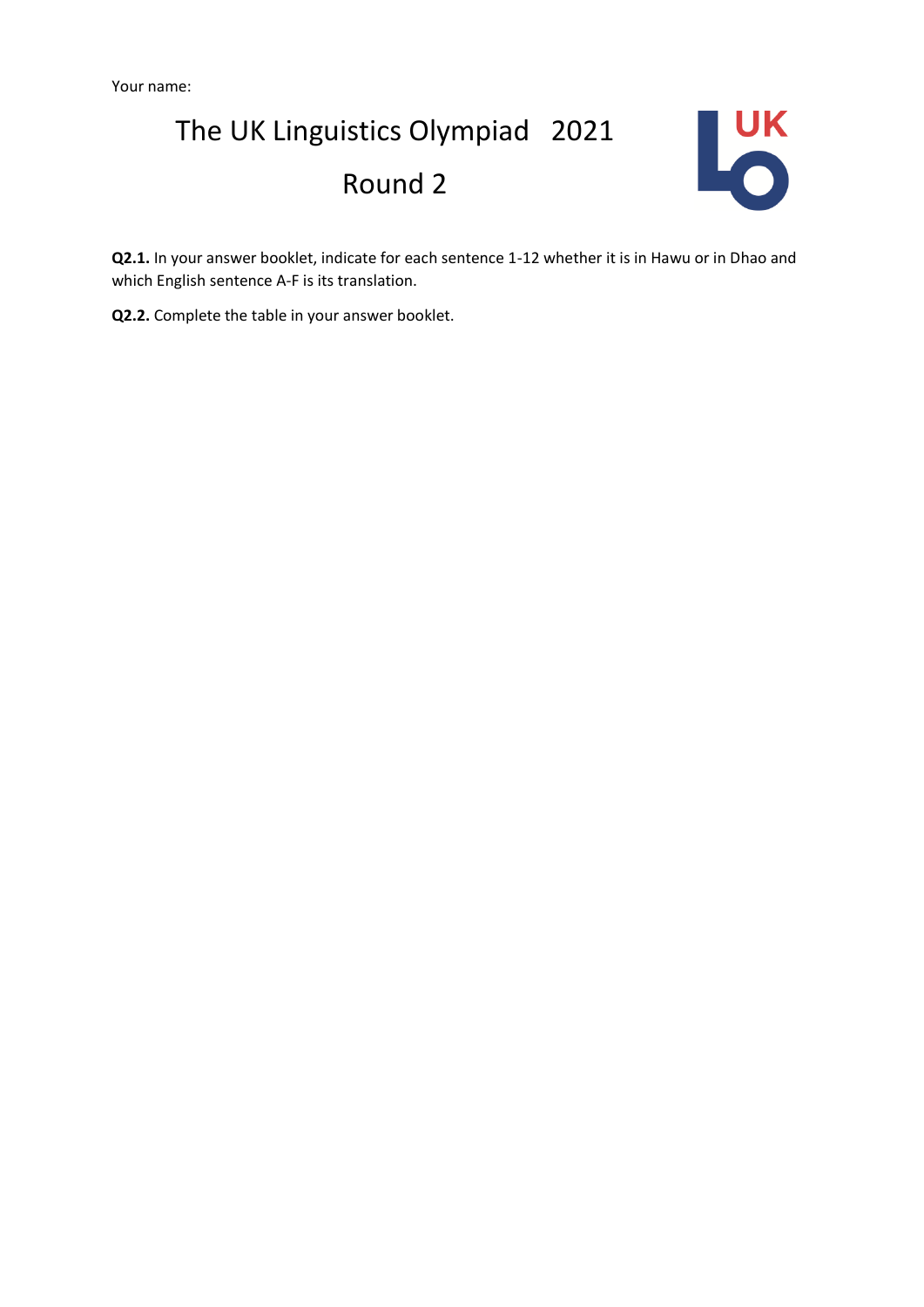Your name:

# The UK Linguistics Olympiad 2021

## Round 2

**Q2.1.** In your answer booklet, indicate for each sentence 1-12 whether it is in Hawu or in Dhao and which English sentence A-F is its translation.

**Q2.2.** Complete the table in your answer booklet.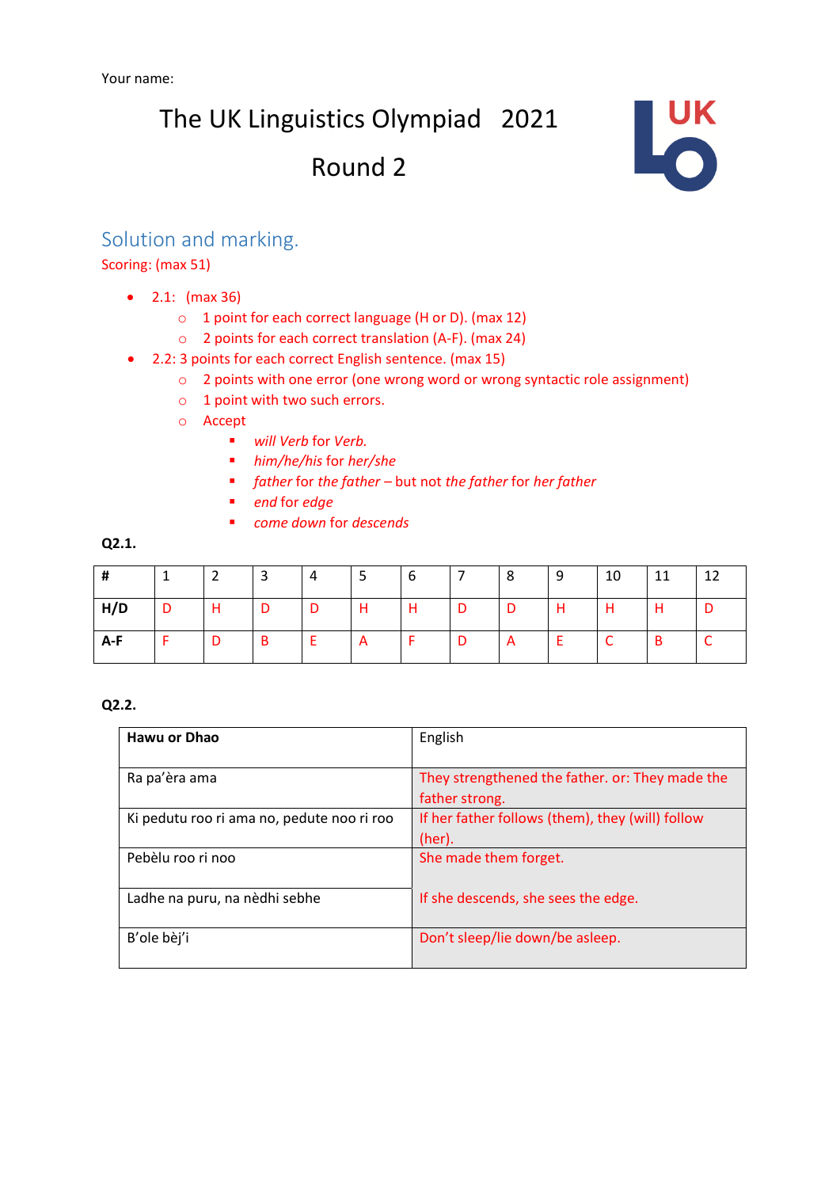Your name:

# The UK Linguistics Olympiad 2021

# Round 2

## Solution and marking.

Scoring: (max 51)

- 2.1: (max 36)
  - 1 point for each correct language (H or D). (max 12)
  - 2 points for each correct translation (A-F). (max 24)
- 2.2: 3 points for each correct English sentence. (max 15)
  - 2 points with one error (one wrong word or wrong syntactic role assignment)
  - 1 point with two such errors.
  - Accept
    - *will Verb* for *Verb.*
    - *him/he/his* for *her/she*
    - *father* for *the father* – but not *the father* for *her father*
    - *end* for *edge*
    - *come down* for *descends*

**Q2.1.**

| # | 1 | 2 | 3 | 4 | 5 | 6 | 7 | 8 | 9 | 10 | 11 | 12 |
|---|---|---|---|---|---|---|---|---|---|---|---|---|
| **H/D** | D | H | D | D | H | H | D | D | H | H | H | D |
| **A-F** | F | D | B | E | A | F | D | A | E | C | B | C |

**Q2.2.**

| **Hawu or Dhao** | English |
|---|---|
| Ra pa'èra ama | They strengthened the father. or: They made the father strong. |
| Ki pedutu roo ri ama no, pedute noo ri roo | If her father follows (them), they (will) follow (her). |
| Pebèlu roo ri noo | She made them forget. |
| Ladhe na puru, na nèdhi sebhe | If she descends, she sees the edge. |
| B'ole bèj'i | Don't sleep/lie down/be asleep. |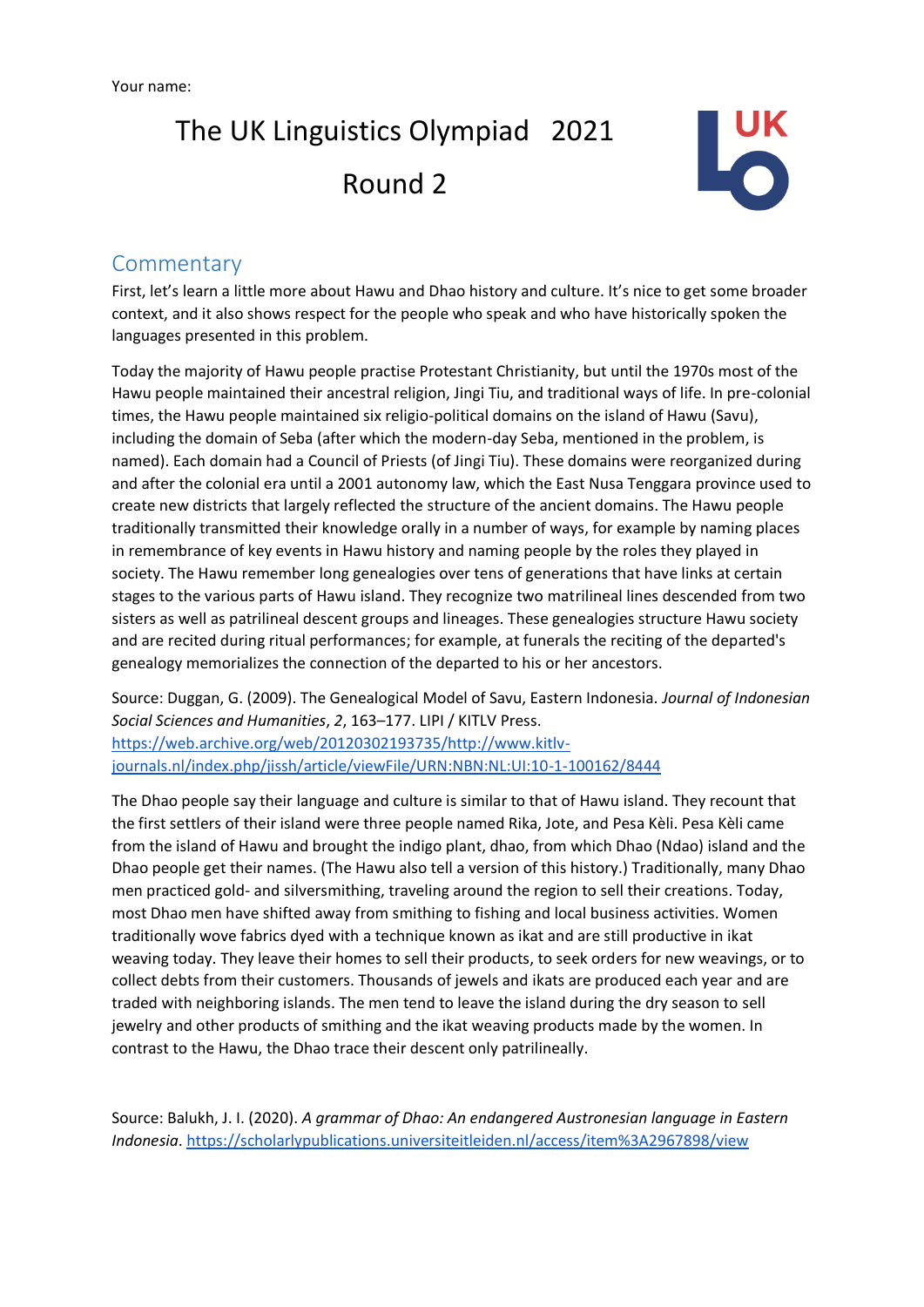Your name:

# The UK Linguistics Olympiad 2021

# Round 2

## Commentary

First, let's learn a little more about Hawu and Dhao history and culture. It's nice to get some broader context, and it also shows respect for the people who speak and who have historically spoken the languages presented in this problem.

Today the majority of Hawu people practise Protestant Christianity, but until the 1970s most of the Hawu people maintained their ancestral religion, Jingi Tiu, and traditional ways of life. In pre-colonial times, the Hawu people maintained six religio-political domains on the island of Hawu (Savu), including the domain of Seba (after which the modern-day Seba, mentioned in the problem, is named). Each domain had a Council of Priests (of Jingi Tiu). These domains were reorganized during and after the colonial era until a 2001 autonomy law, which the East Nusa Tenggara province used to create new districts that largely reflected the structure of the ancient domains. The Hawu people traditionally transmitted their knowledge orally in a number of ways, for example by naming places in remembrance of key events in Hawu history and naming people by the roles they played in society. The Hawu remember long genealogies over tens of generations that have links at certain stages to the various parts of Hawu island. They recognize two matrilineal lines descended from two sisters as well as patrilineal descent groups and lineages. These genealogies structure Hawu society and are recited during ritual performances; for example, at funerals the reciting of the departed's genealogy memorializes the connection of the departed to his or her ancestors.

Source: Duggan, G. (2009). The Genealogical Model of Savu, Eastern Indonesia. *Journal of Indonesian Social Sciences and Humanities*, *2*, 163–177. LIPI / KITLV Press. https://web.archive.org/web/20120302193735/http://www.kitlv-journals.nl/index.php/jissh/article/viewFile/URN:NBN:NL:UI:10-1-100162/8444

The Dhao people say their language and culture is similar to that of Hawu island. They recount that the first settlers of their island were three people named Rika, Jote, and Pesa Kèli. Pesa Kèli came from the island of Hawu and brought the indigo plant, dhao, from which Dhao (Ndao) island and the Dhao people get their names. (The Hawu also tell a version of this history.) Traditionally, many Dhao men practiced gold- and silversmithing, traveling around the region to sell their creations. Today, most Dhao men have shifted away from smithing to fishing and local business activities. Women traditionally wove fabrics dyed with a technique known as ikat and are still productive in ikat weaving today. They leave their homes to sell their products, to seek orders for new weavings, or to collect debts from their customers. Thousands of jewels and ikats are produced each year and are traded with neighboring islands. The men tend to leave the island during the dry season to sell jewelry and other products of smithing and the ikat weaving products made by the women. In contrast to the Hawu, the Dhao trace their descent only patrilineally.

Source: Balukh, J. I. (2020). *A grammar of Dhao: An endangered Austronesian language in Eastern Indonesia*. https://scholarlypublications.universiteitleiden.nl/access/item%3A2967898/view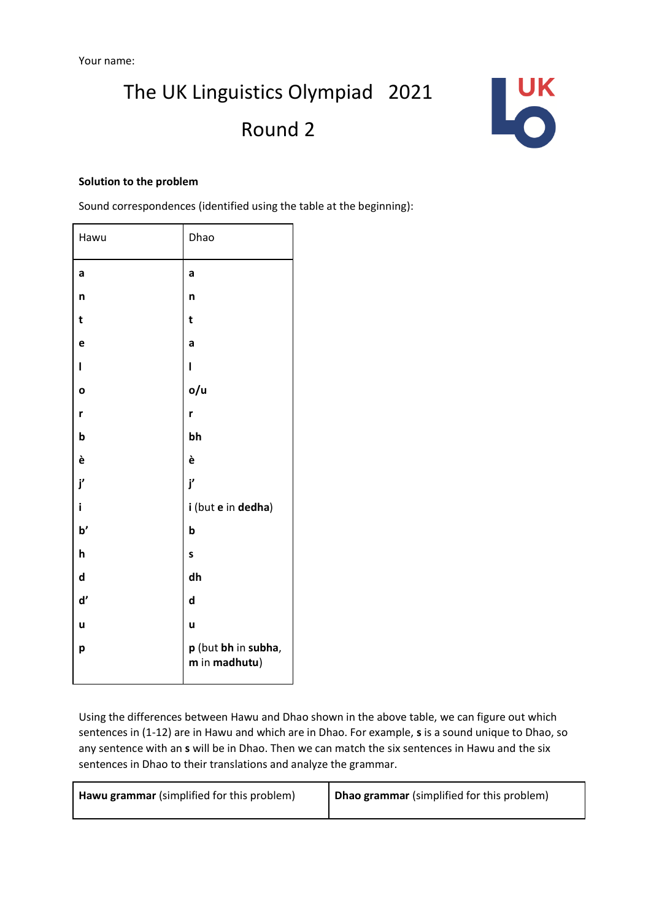Your name:

# The UK Linguistics Olympiad 2021

## Round 2

**Solution to the problem**

Sound correspondences (identified using the table at the beginning):

| Hawu | Dhao |
|---|---|
| **a** | **a** |
| **n** | **n** |
| **t** | **t** |
| **e** | **a** |
| **l** | **l** |
| **o** | **o/u** |
| **r** | **r** |
| **b** | **bh** |
| **è** | **è** |
| **j’** | **j’** |
| **i** | **i** (but **e** in **dedha**) |
| **b’** | **b** |
| **h** | **s** |
| **d** | **dh** |
| **d’** | **d** |
| **u** | **u** |
| **p** | **p** (but **bh** in **subha**, **m** in **madhutu**) |

Using the differences between Hawu and Dhao shown in the above table, we can figure out which sentences in (1-12) are in Hawu and which are in Dhao. For example, **s** is a sound unique to Dhao, so any sentence with an **s** will be in Dhao. Then we can match the six sentences in Hawu and the six sentences in Dhao to their translations and analyze the grammar.

| **Hawu grammar** (simplified for this problem) | **Dhao grammar** (simplified for this problem) |
|---|---|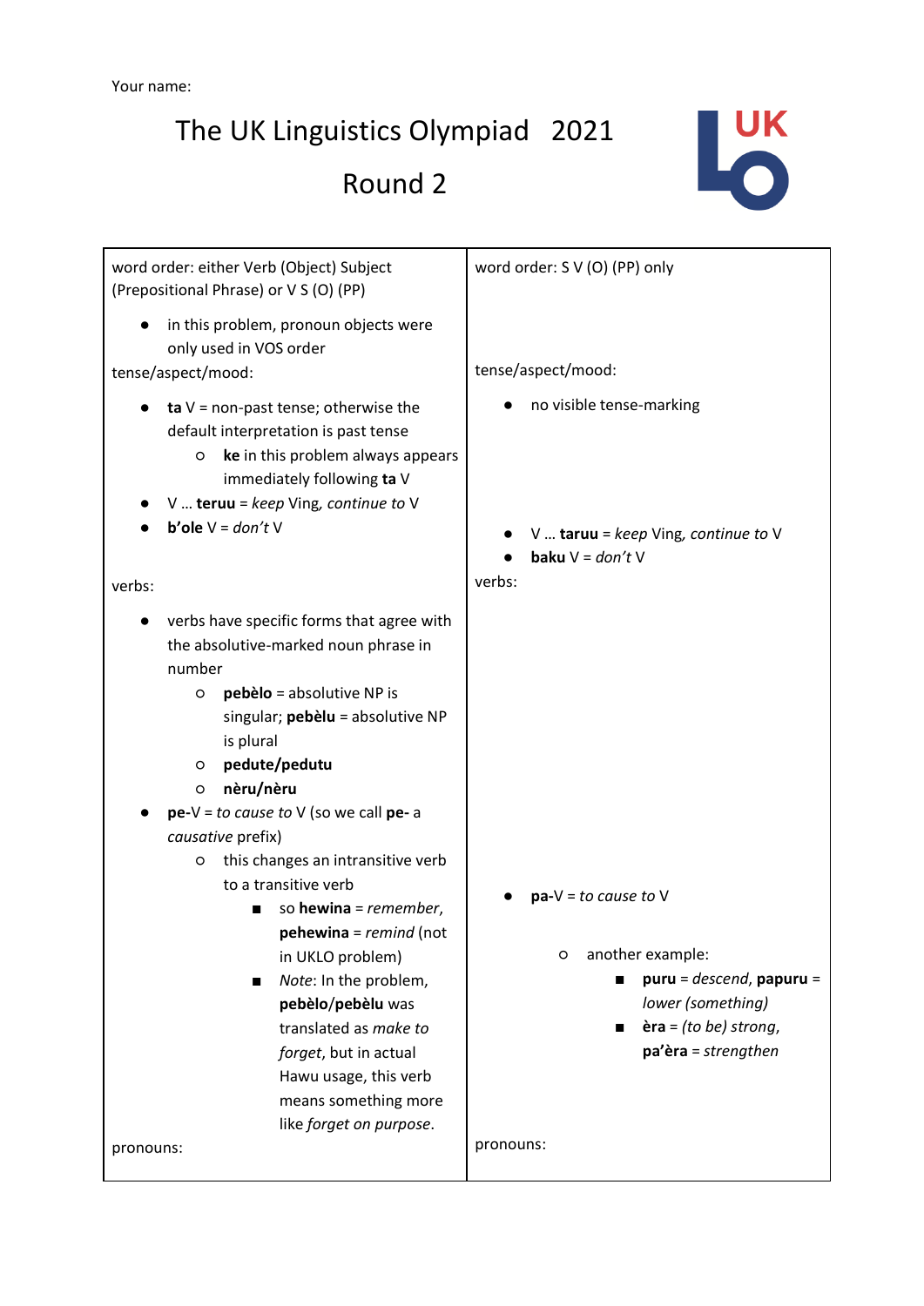Your name:

# The UK Linguistics Olympiad 2021

# Round 2

| | |
|---|---|
| word order: either Verb (Object) Subject (Prepositional Phrase) or V S (O) (PP)<br><br>- in this problem, pronoun objects were only used in VOS order | word order: S V (O) (PP) only |
| tense/aspect/mood:<br><br>- **ta** V = non-past tense; otherwise the default interpretation is past tense<br>  - **ke** in this problem always appears immediately following **ta** V<br>- V … **teruu** = *keep* Ving*, continue to* V<br>- **b'ole** V = *don't* V | tense/aspect/mood:<br><br>- no visible tense-marking<br><br>- V … **taruu** = *keep* Ving*, continue to* V<br>- **baku** V = *don't* V |
| verbs:<br><br>- verbs have specific forms that agree with the absolutive-marked noun phrase in number<br>  - **pebèlo** = absolutive NP is singular; **pebèlu** = absolutive NP is plural<br>  - **pedute/pedutu**<br>  - **nèru/nèru**<br>- **pe-**V = *to cause to* V (so we call **pe-** a *causative* prefix)<br>  - this changes an intransitive verb to a transitive verb<br>    - so **hewina** = *remember*, **pehewina** = *remind* (not in UKLO problem)<br>    - *Note*: In the problem, **pebèlo**/**pebèlu** was translated as *make to forget*, but in actual Hawu usage, this verb means something more like *forget on purpose*. | verbs:<br><br>- **pa-**V = *to cause to* V<br>  - another example:<br>    - **puru** = *descend*, **papuru** = *lower (something)*<br>    - **èra** = *(to be) strong*, **pa'èra** = *strengthen* |
| pronouns: | pronouns: |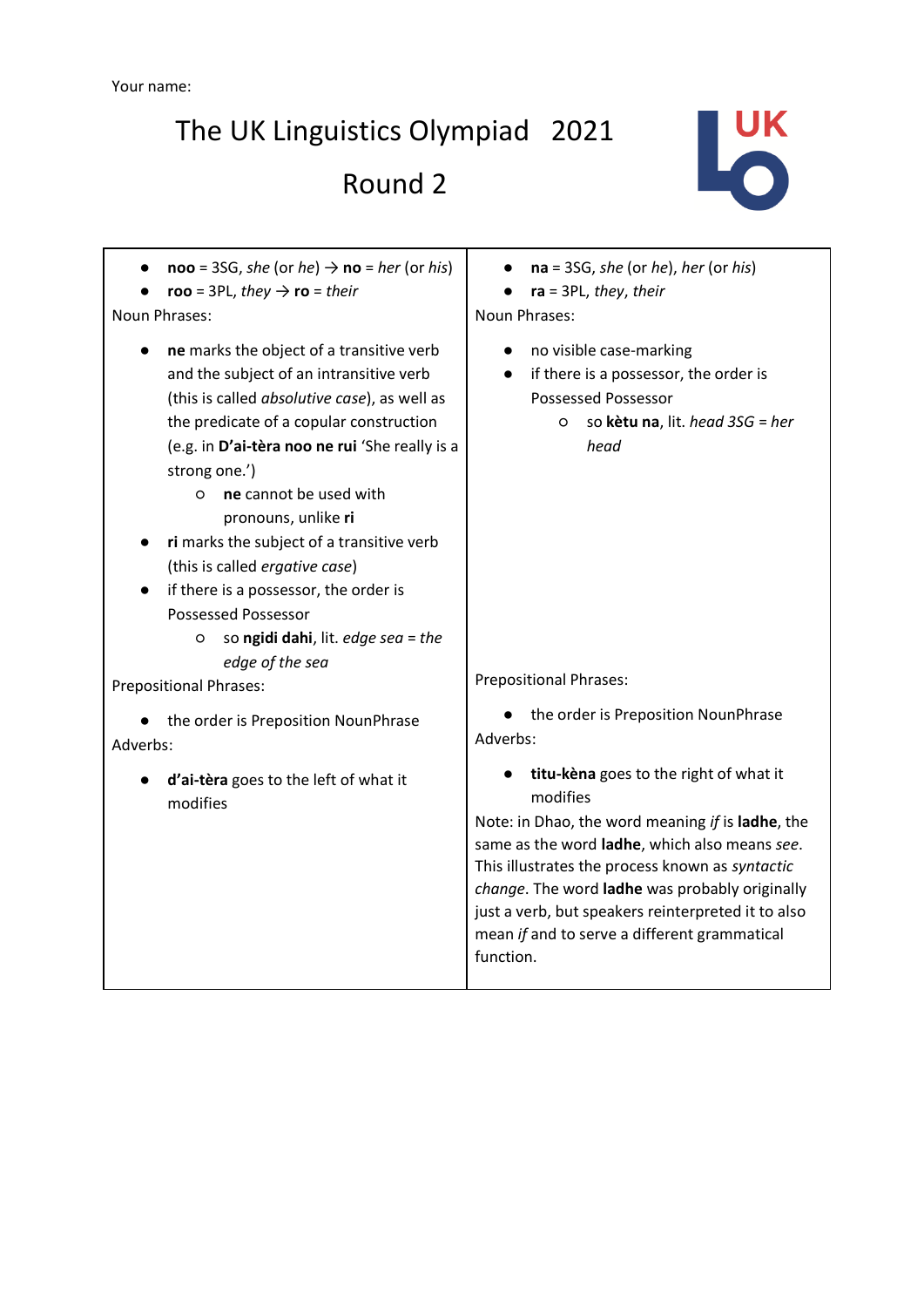Your name:

# The UK Linguistics Olympiad 2021

## Round 2

| | |
|---|---|
| ● **noo** = 3SG, *she* (or *he*) → **no** = *her* (or *his*)<br>● **roo** = 3PL, *they* → **ro** = *their*<br>Noun Phrases:<br>● **ne** marks the object of a transitive verb and the subject of an intransitive verb (this is called *absolutive case*), as well as the predicate of a copular construction (e.g. in **D'ai-tèra noo ne rui** 'She really is a strong one.')<br>○ **ne** cannot be used with pronouns, unlike **ri**<br>● **ri** marks the subject of a transitive verb (this is called *ergative case*)<br>● if there is a possessor, the order is Possessed Possessor<br>○ so **ngidi dahi**, lit. *edge sea* = *the edge of the sea*<br>Prepositional Phrases:<br>● the order is Preposition NounPhrase<br>Adverbs:<br>● **d'ai-tèra** goes to the left of what it modifies | ● **na** = 3SG, *she* (or *he*), *her* (or *his*)<br>● **ra** = 3PL, *they*, *their*<br>Noun Phrases:<br>● no visible case-marking<br>● if there is a possessor, the order is Possessed Possessor<br>○ so **kètu na**, lit. *head 3SG* = *her head*<br>Prepositional Phrases:<br>● the order is Preposition NounPhrase<br>Adverbs:<br>● **titu-kèna** goes to the right of what it modifies<br>Note: in Dhao, the word meaning *if* is **ladhe**, the same as the word **ladhe**, which also means *see*. This illustrates the process known as *syntactic change*. The word **ladhe** was probably originally just a verb, but speakers reinterpreted it to also mean *if* and to serve a different grammatical function. |